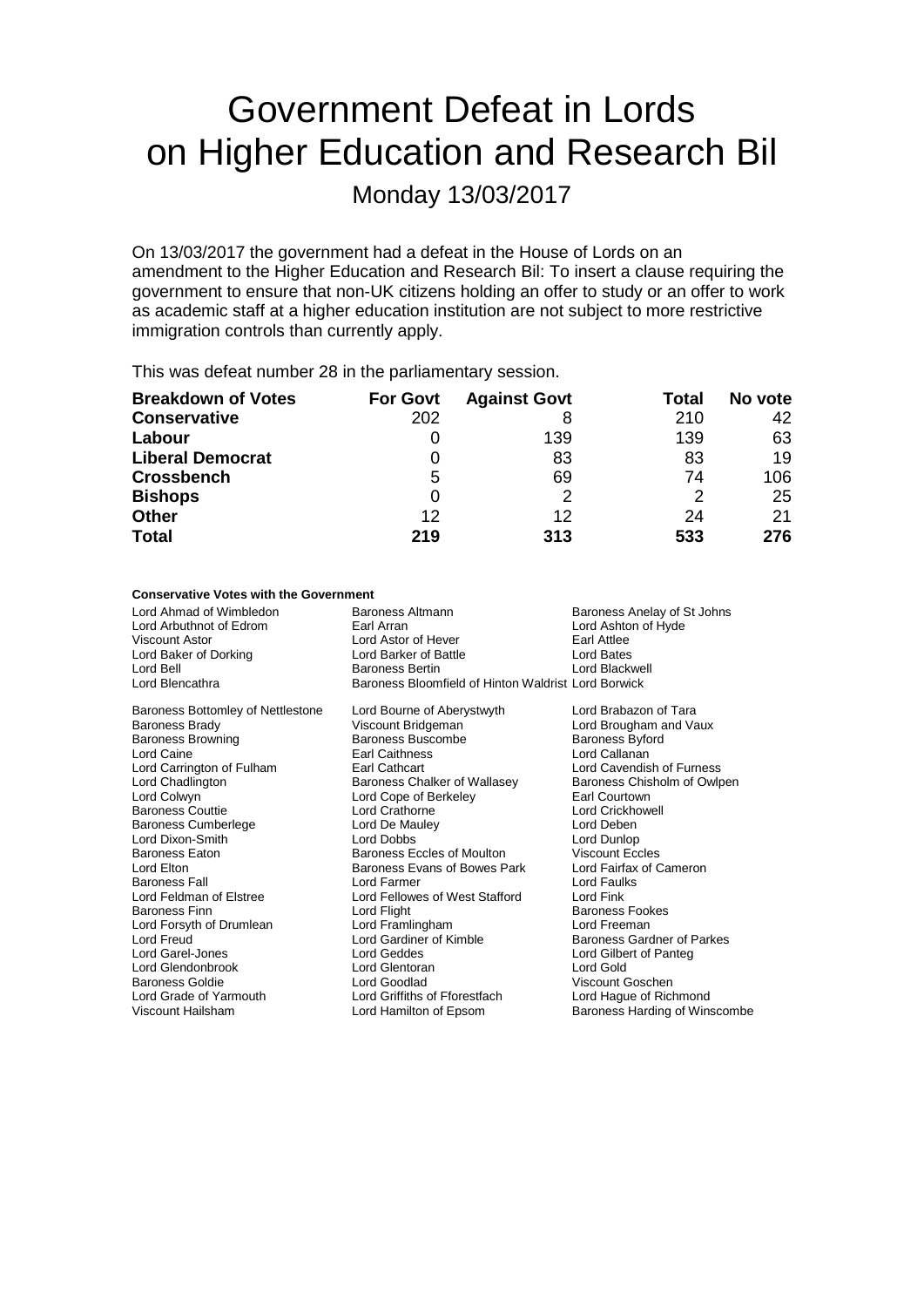# Government Defeat in Lords on Higher Education and Research Bil

Monday 13/03/2017

On 13/03/2017 the government had a defeat in the House of Lords on an amendment to the Higher Education and Research Bil: To insert a clause requiring the government to ensure that non-UK citizens holding an offer to study or an offer to work as academic staff at a higher education institution are not subject to more restrictive immigration controls than currently apply.

This was defeat number 28 in the parliamentary session.

| **Breakdown of Votes** | **For Govt** | **Against Govt** | **Total** | **No vote** |
|---|---|---|---|---|
| **Conservative** | 202 | 8 | 210 | 42 |
| **Labour** | 0 | 139 | 139 | 63 |
| **Liberal Democrat** | 0 | 83 | 83 | 19 |
| **Crossbench** | 5 | 69 | 74 | 106 |
| **Bishops** | 0 | 2 | 2 | 25 |
| **Other** | 12 | 12 | 24 | 21 |
| **Total** | **219** | **313** | **533** | **276** |

**Conservative Votes with the Government**

| | | |
|---|---|---|
| Lord Ahmad of Wimbledon | Baroness Altmann | Baroness Anelay of St Johns |
| Lord Arbuthnot of Edrom | Earl Arran | Lord Ashton of Hyde |
| Viscount Astor | Lord Astor of Hever | Earl Attlee |
| Lord Baker of Dorking | Lord Barker of Battle | Lord Bates |
| Lord Bell | Baroness Bertin | Lord Blackwell |
| Lord Blencathra | Baroness Bloomfield of Hinton Waldrist | Lord Borwick |
| Baroness Bottomley of Nettlestone | Lord Bourne of Aberystwyth | Lord Brabazon of Tara |
| Baroness Brady | Viscount Bridgeman | Lord Brougham and Vaux |
| Baroness Browning | Baroness Buscombe | Baroness Byford |
| Lord Caine | Earl Caithness | Lord Callanan |
| Lord Carrington of Fulham | Earl Cathcart | Lord Cavendish of Furness |
| Lord Chadlington | Baroness Chalker of Wallasey | Baroness Chisholm of Owlpen |
| Lord Colwyn | Lord Cope of Berkeley | Earl Courtown |
| Baroness Couttie | Lord Crathorne | Lord Crickhowell |
| Baroness Cumberlege | Lord De Mauley | Lord Deben |
| Lord Dixon-Smith | Lord Dobbs | Lord Dunlop |
| Baroness Eaton | Baroness Eccles of Moulton | Viscount Eccles |
| Lord Elton | Baroness Evans of Bowes Park | Lord Fairfax of Cameron |
| Baroness Fall | Lord Farmer | Lord Faulks |
| Lord Feldman of Elstree | Lord Fellowes of West Stafford | Lord Fink |
| Baroness Finn | Lord Flight | Baroness Fookes |
| Lord Forsyth of Drumlean | Lord Framlingham | Lord Freeman |
| Lord Freud | Lord Gardiner of Kimble | Baroness Gardner of Parkes |
| Lord Garel-Jones | Lord Geddes | Lord Gilbert of Panteg |
| Lord Glendonbrook | Lord Glentoran | Lord Gold |
| Baroness Goldie | Lord Goodlad | Viscount Goschen |
| Lord Grade of Yarmouth | Lord Griffiths of Fforestfach | Lord Hague of Richmond |
| Viscount Hailsham | Lord Hamilton of Epsom | Baroness Harding of Winscombe |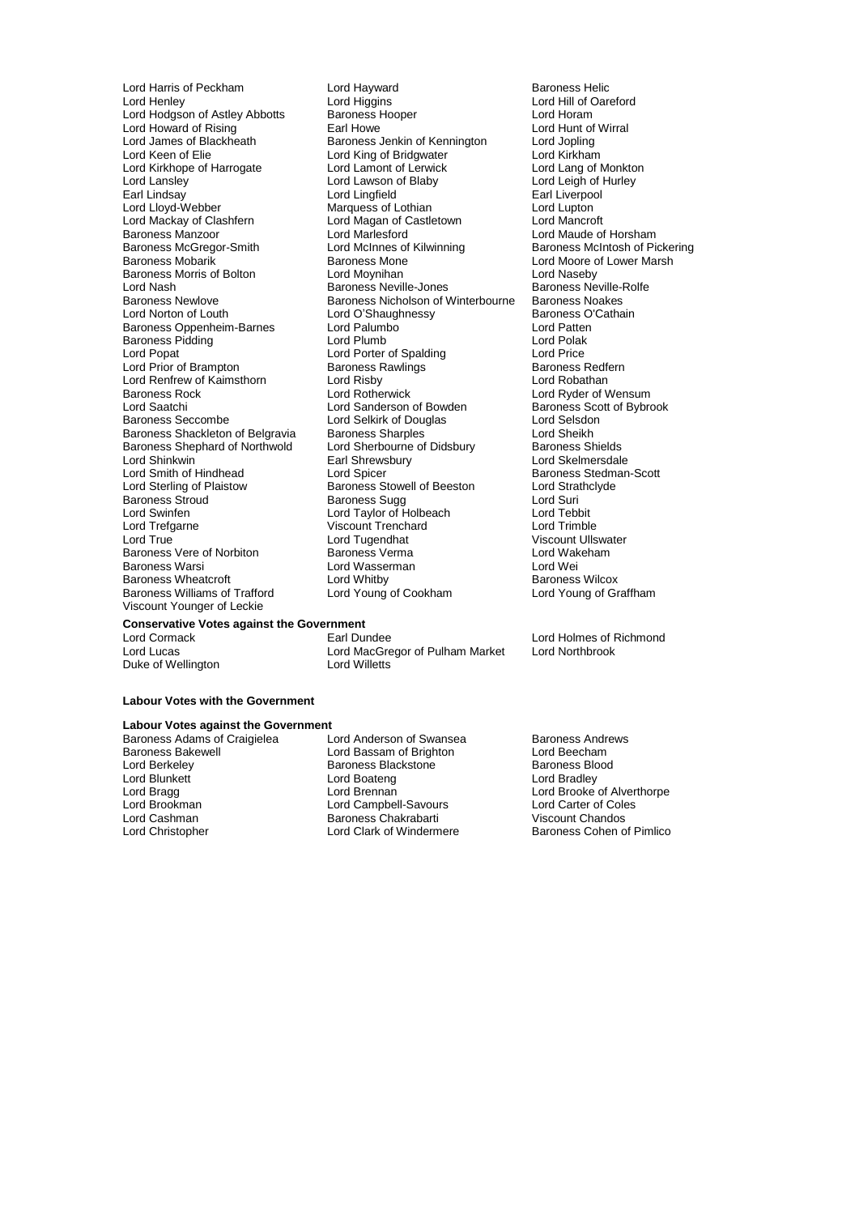Lord Harris of Peckham
Lord Hayward
Baroness Helic
Lord Henley
Lord Higgins
Lord Hill of Oareford
Lord Hodgson of Astley Abbotts
Baroness Hooper
Lord Horam
Lord Howard of Rising
Earl Howe
Lord Hunt of Wirral
Lord James of Blackheath
Baroness Jenkin of Kennington
Lord Jopling
Lord Keen of Elie
Lord King of Bridgwater
Lord Kirkham
Lord Kirkhope of Harrogate
Lord Lamont of Lerwick
Lord Lang of Monkton
Lord Lansley
Lord Lawson of Blaby
Lord Leigh of Hurley
Earl Lindsay
Lord Lingfield
Earl Liverpool
Lord Lloyd-Webber
Marquess of Lothian
Lord Lupton
Lord Mackay of Clashfern
Lord Magan of Castletown
Lord Mancroft
Baroness Manzoor
Lord Marlesford
Lord Maude of Horsham
Baroness McGregor-Smith
Lord McInnes of Kilwinning
Baroness McIntosh of Pickering
Baroness Mobarik
Baroness Mone
Lord Moore of Lower Marsh
Baroness Morris of Bolton
Lord Moynihan
Lord Naseby
Lord Nash
Baroness Neville-Jones
Baroness Neville-Rolfe
Baroness Newlove
Baroness Nicholson of Winterbourne
Baroness Noakes
Lord Norton of Louth
Lord O'Shaughnessy
Baroness O'Cathain
Baroness Oppenheim-Barnes
Lord Palumbo
Lord Patten
Baroness Pidding
Lord Plumb
Lord Polak
Lord Popat
Lord Porter of Spalding
Lord Price
Lord Prior of Brampton
Baroness Rawlings
Baroness Redfern
Lord Renfrew of Kaimsthorn
Lord Risby
Lord Robathan
Baroness Rock
Lord Rotherwick
Lord Ryder of Wensum
Lord Saatchi
Lord Sanderson of Bowden
Baroness Scott of Bybrook
Baroness Seccombe
Lord Selkirk of Douglas
Lord Selsdon
Baroness Shackleton of Belgravia
Baroness Sharples
Lord Sheikh
Baroness Shephard of Northwold
Lord Sherbourne of Didsbury
Baroness Shields
Lord Shinkwin
Earl Shrewsbury
Lord Skelmersdale
Lord Smith of Hindhead
Lord Spicer
Baroness Stedman-Scott
Lord Sterling of Plaistow
Baroness Stowell of Beeston
Lord Strathclyde
Baroness Stroud
Baroness Sugg
Lord Suri
Lord Swinfen
Lord Taylor of Holbeach
Lord Tebbit
Lord Trefgarne
Viscount Trenchard
Lord Trimble
Lord True
Lord Tugendhat
Viscount Ullswater
Baroness Vere of Norbiton
Baroness Verma
Lord Wakeham
Baroness Warsi
Lord Wasserman
Lord Wei
Baroness Wheatcroft
Lord Whitby
Baroness Wilcox
Baroness Williams of Trafford
Lord Young of Cookham
Lord Young of Graffham
Viscount Younger of Leckie

**Conservative Votes against the Government**

Lord Cormack
Earl Dundee
Lord Holmes of Richmond
Lord Lucas
Lord MacGregor of Pulham Market
Lord Northbrook
Duke of Wellington
Lord Willetts

**Labour Votes with the Government**

**Labour Votes against the Government**

Baroness Adams of Craigielea
Lord Anderson of Swansea
Baroness Andrews
Baroness Bakewell
Lord Bassam of Brighton
Lord Beecham
Lord Berkeley
Baroness Blackstone
Baroness Blood
Lord Blunkett
Lord Boateng
Lord Bradley
Lord Bragg
Lord Brennan
Lord Brooke of Alverthorpe
Lord Brookman
Lord Campbell-Savours
Lord Carter of Coles
Lord Cashman
Baroness Chakrabarti
Viscount Chandos
Lord Christopher
Lord Clark of Windermere
Baroness Cohen of Pimlico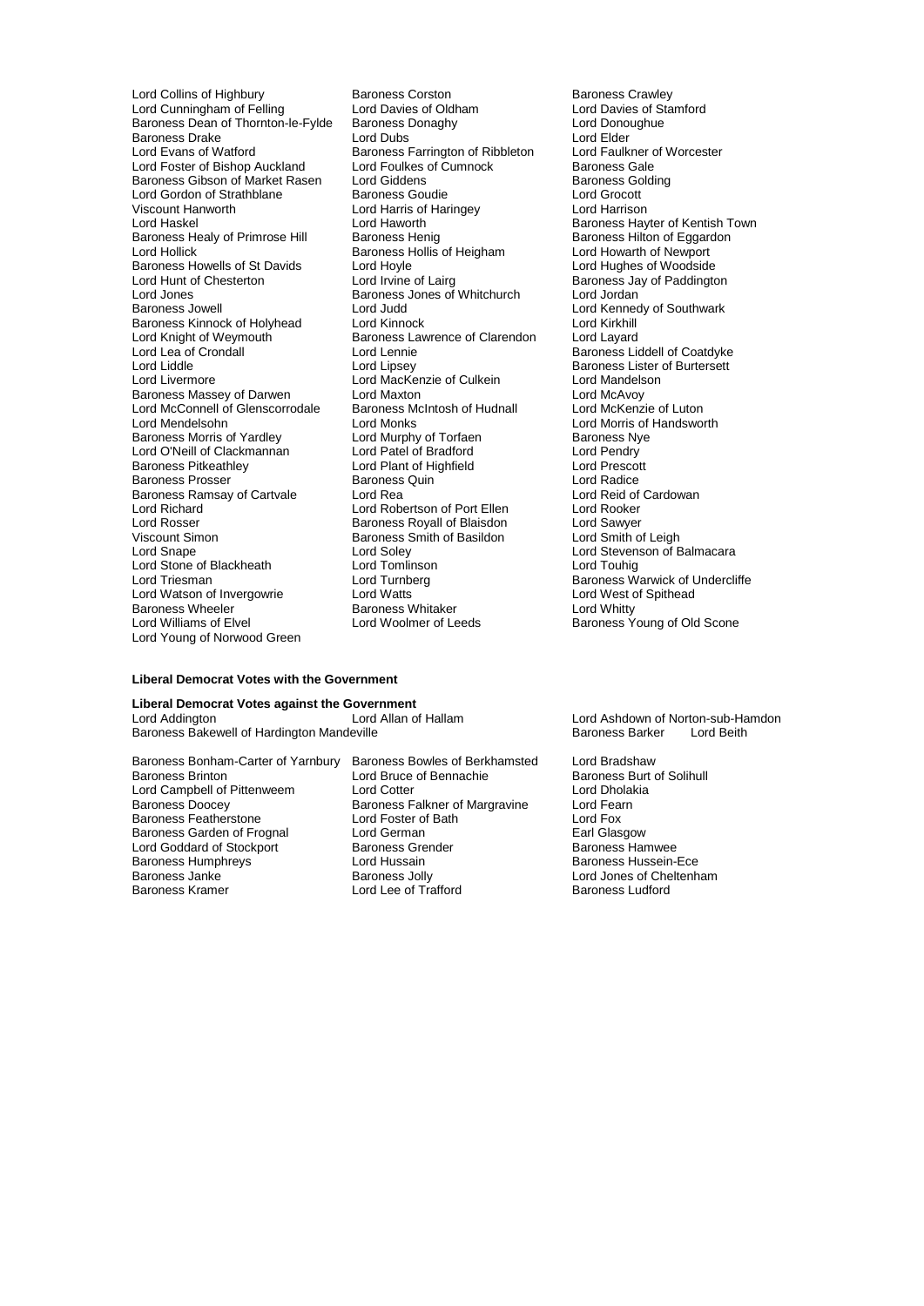Lord Collins of Highbury
Baroness Corston
Baroness Crawley
Lord Cunningham of Felling
Lord Davies of Oldham
Lord Davies of Stamford
Baroness Dean of Thornton-le-Fylde
Baroness Donaghy
Lord Donoughue
Baroness Drake
Lord Dubs
Lord Elder
Lord Evans of Watford
Baroness Farrington of Ribbleton
Lord Faulkner of Worcester
Lord Foster of Bishop Auckland
Lord Foulkes of Cumnock
Baroness Gale
Baroness Gibson of Market Rasen
Lord Giddens
Baroness Golding
Lord Gordon of Strathblane
Baroness Goudie
Lord Grocott
Viscount Hanworth
Lord Harris of Haringey
Lord Harrison
Lord Haskel
Lord Haworth
Baroness Hayter of Kentish Town
Baroness Healy of Primrose Hill
Baroness Henig
Baroness Hilton of Eggardon
Lord Hollick
Baroness Hollis of Heigham
Lord Howarth of Newport
Baroness Howells of St Davids
Lord Hoyle
Lord Hughes of Woodside
Lord Hunt of Chesterton
Lord Irvine of Lairg
Baroness Jay of Paddington
Lord Jones
Baroness Jones of Whitchurch
Lord Jordan
Baroness Jowell
Lord Judd
Lord Kennedy of Southwark
Baroness Kinnock of Holyhead
Lord Kinnock
Lord Kirkhill
Lord Knight of Weymouth
Baroness Lawrence of Clarendon
Lord Layard
Lord Lea of Crondall
Lord Lennie
Baroness Liddell of Coatdyke
Lord Liddle
Lord Lipsey
Baroness Lister of Burtersett
Lord Livermore
Lord MacKenzie of Culkein
Lord Mandelson
Baroness Massey of Darwen
Lord Maxton
Lord McAvoy
Lord McConnell of Glenscorrodale
Baroness McIntosh of Hudnall
Lord McKenzie of Luton
Lord Mendelsohn
Lord Monks
Lord Morris of Handsworth
Baroness Morris of Yardley
Lord Murphy of Torfaen
Baroness Nye
Lord O'Neill of Clackmannan
Lord Patel of Bradford
Lord Pendry
Baroness Pitkeathley
Lord Plant of Highfield
Lord Prescott
Baroness Prosser
Baroness Quin
Lord Radice
Baroness Ramsay of Cartvale
Lord Rea
Lord Reid of Cardowan
Lord Richard
Lord Robertson of Port Ellen
Lord Rooker
Lord Rosser
Baroness Royall of Blaisdon
Lord Sawyer
Viscount Simon
Baroness Smith of Basildon
Lord Smith of Leigh
Lord Snape
Lord Soley
Lord Stevenson of Balmacara
Lord Stone of Blackheath
Lord Tomlinson
Lord Touhig
Lord Triesman
Lord Turnberg
Baroness Warwick of Undercliffe
Lord Watson of Invergowrie
Lord Watts
Lord West of Spithead
Baroness Wheeler
Baroness Whitaker
Lord Whitty
Lord Williams of Elvel
Lord Woolmer of Leeds
Baroness Young of Old Scone
Lord Young of Norwood Green

**Liberal Democrat Votes with the Government**

**Liberal Democrat Votes against the Government**

Lord Addington
Lord Allan of Hallam
Lord Ashdown of Norton-sub-Hamdon
Baroness Bakewell of Hardington Mandeville
Baroness Barker
Lord Beith
Baroness Bonham-Carter of Yarnbury
Baroness Bowles of Berkhamsted
Lord Bradshaw
Baroness Brinton
Lord Bruce of Bennachie
Baroness Burt of Solihull
Lord Campbell of Pittenweem
Lord Cotter
Lord Dholakia
Baroness Doocey
Baroness Falkner of Margravine
Lord Fearn
Baroness Featherstone
Lord Foster of Bath
Lord Fox
Baroness Garden of Frognal
Lord German
Earl Glasgow
Lord Goddard of Stockport
Baroness Grender
Baroness Hamwee
Baroness Humphreys
Lord Hussain
Baroness Hussein-Ece
Baroness Janke
Baroness Jolly
Lord Jones of Cheltenham
Baroness Kramer
Lord Lee of Trafford
Baroness Ludford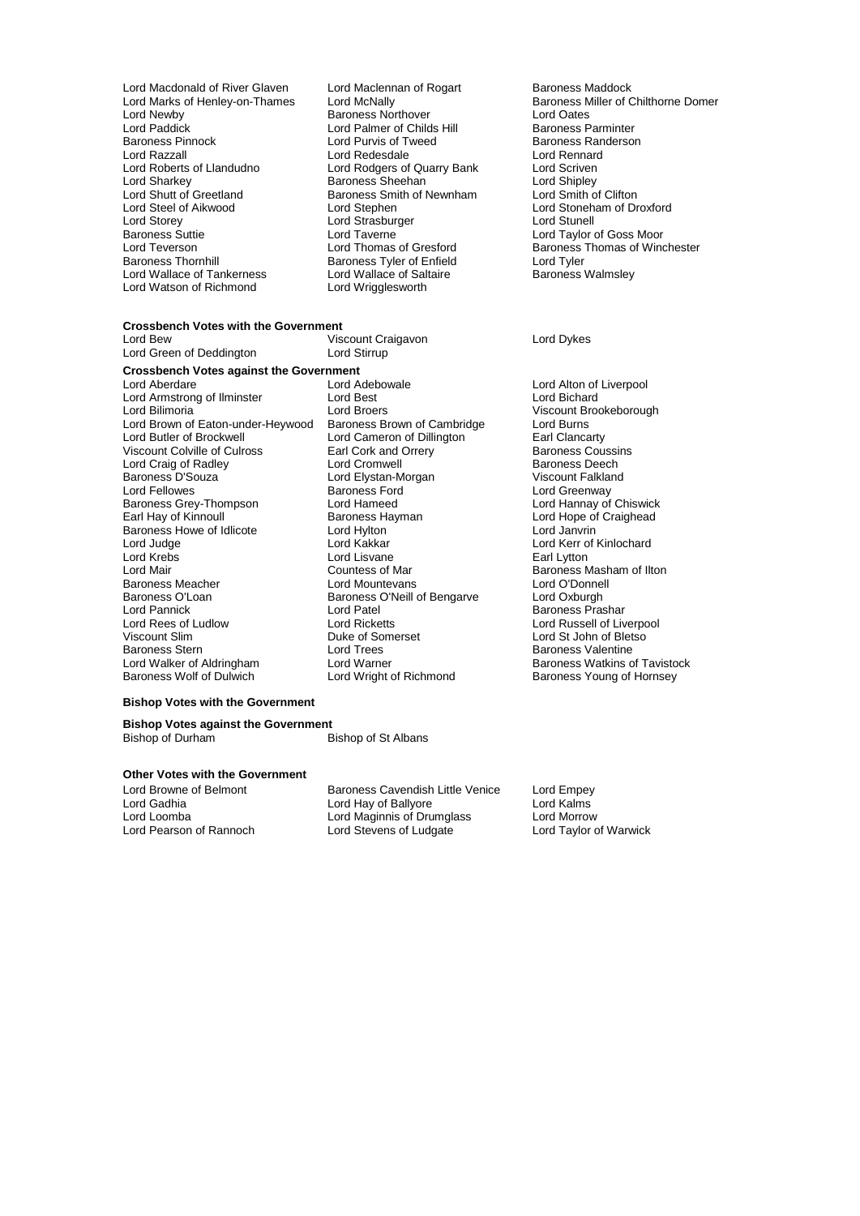Lord Macdonald of River Glaven
Lord Maclennan of Rogart
Baroness Maddock
Lord Marks of Henley-on-Thames
Lord McNally
Baroness Miller of Chilthorne Domer
Lord Newby
Baroness Northover
Lord Oates
Lord Paddick
Lord Palmer of Childs Hill
Baroness Parminter
Baroness Pinnock
Lord Purvis of Tweed
Baroness Randerson
Lord Razzall
Lord Redesdale
Lord Rennard
Lord Roberts of Llandudno
Lord Rodgers of Quarry Bank
Lord Scriven
Lord Sharkey
Baroness Sheehan
Lord Shipley
Lord Shutt of Greetland
Baroness Smith of Newnham
Lord Smith of Clifton
Lord Steel of Aikwood
Lord Stephen
Lord Stoneham of Droxford
Lord Storey
Lord Strasburger
Lord Stunell
Baroness Suttie
Lord Taverne
Lord Taylor of Goss Moor
Lord Teverson
Lord Thomas of Gresford
Baroness Thomas of Winchester
Baroness Thornhill
Baroness Tyler of Enfield
Lord Tyler
Lord Wallace of Tankerness
Lord Wallace of Saltaire
Baroness Walmsley
Lord Watson of Richmond
Lord Wrigglesworth

**Crossbench Votes with the Government**

Lord Bew
Viscount Craigavon
Lord Dykes
Lord Green of Deddington
Lord Stirrup

**Crossbench Votes against the Government**

Lord Aberdare
Lord Adebowale
Lord Alton of Liverpool
Lord Armstrong of Ilminster
Lord Best
Lord Bichard
Lord Bilimoria
Lord Broers
Viscount Brookeborough
Lord Brown of Eaton-under-Heywood
Baroness Brown of Cambridge
Lord Burns
Lord Butler of Brockwell
Lord Cameron of Dillington
Earl Clancarty
Viscount Colville of Culross
Earl Cork and Orrery
Baroness Coussins
Lord Craig of Radley
Lord Cromwell
Baroness Deech
Baroness D'Souza
Lord Elystan-Morgan
Viscount Falkland
Lord Fellowes
Baroness Ford
Lord Greenway
Baroness Grey-Thompson
Lord Hameed
Lord Hannay of Chiswick
Earl Hay of Kinnoull
Baroness Hayman
Lord Hope of Craighead
Baroness Howe of Idlicote
Lord Hylton
Lord Janvrin
Lord Judge
Lord Kakkar
Lord Kerr of Kinlochard
Lord Krebs
Lord Lisvane
Earl Lytton
Lord Mair
Countess of Mar
Baroness Masham of Ilton
Baroness Meacher
Lord Mountevans
Lord O'Donnell
Baroness O'Loan
Baroness O'Neill of Bengarve
Lord Oxburgh
Lord Pannick
Lord Patel
Baroness Prashar
Lord Rees of Ludlow
Lord Ricketts
Lord Russell of Liverpool
Viscount Slim
Duke of Somerset
Lord St John of Bletso
Baroness Stern
Lord Trees
Baroness Valentine
Lord Walker of Aldringham
Lord Warner
Baroness Watkins of Tavistock
Baroness Wolf of Dulwich
Lord Wright of Richmond
Baroness Young of Hornsey

**Bishop Votes with the Government**

**Bishop Votes against the Government**

Bishop of Durham
Bishop of St Albans

**Other Votes with the Government**

Lord Browne of Belmont
Baroness Cavendish Little Venice
Lord Empey
Lord Gadhia
Lord Hay of Ballyore
Lord Kalms
Lord Loomba
Lord Maginnis of Drumglass
Lord Morrow
Lord Pearson of Rannoch
Lord Stevens of Ludgate
Lord Taylor of Warwick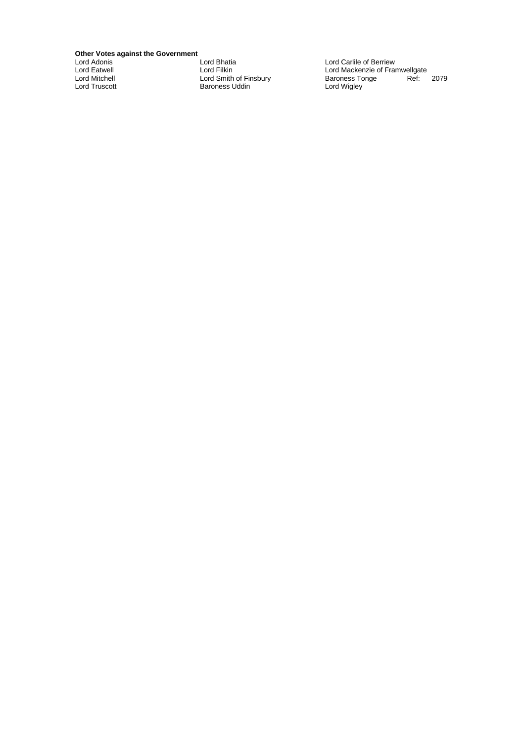**Other Votes against the Government**

| | | |
|---|---|---|
| Lord Adonis | Lord Bhatia | Lord Carlile of Berriew |
| Lord Eatwell | Lord Filkin | Lord Mackenzie of Framwellgate |
| Lord Mitchell | Lord Smith of Finsbury | Baroness Tonge |
| Lord Truscott | Baroness Uddin | Lord Wigley |

Ref: 2079